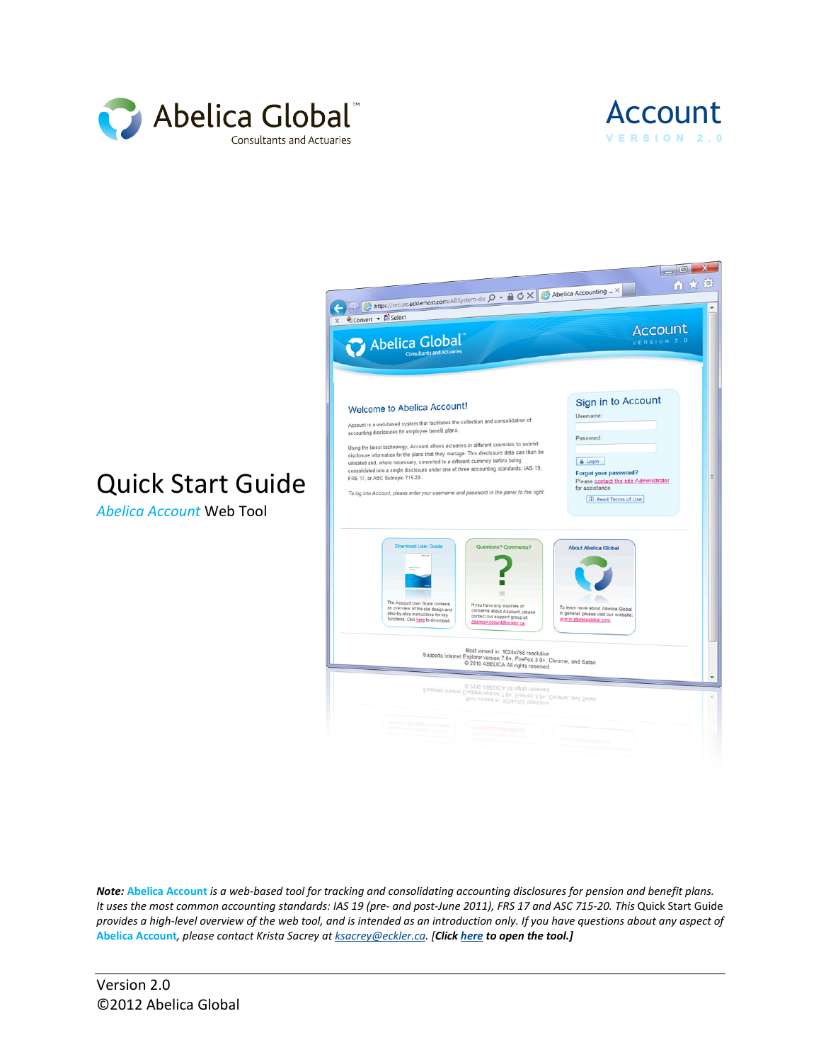Abelica Global™
Consultants and Actuaries

Account
VERSION 2.0

# Quick Start Guide

*Abelica Account* Web Tool

***Note:*** **Abelica Account** *is a web-based tool for tracking and consolidating accounting disclosures for pension and benefit plans. It uses the most common accounting standards: IAS 19 (pre- and post-June 2011), FRS 17 and ASC 715-20. This* Quick Start Guide *provides a high-level overview of the web tool, and is intended as an introduction only. If you have questions about any aspect of* **Abelica Account***, please contact Krista Sacrey at* *ksacrey@eckler.ca*. *[**Click here to open the tool.**]*

Version 2.0
©2012 Abelica Global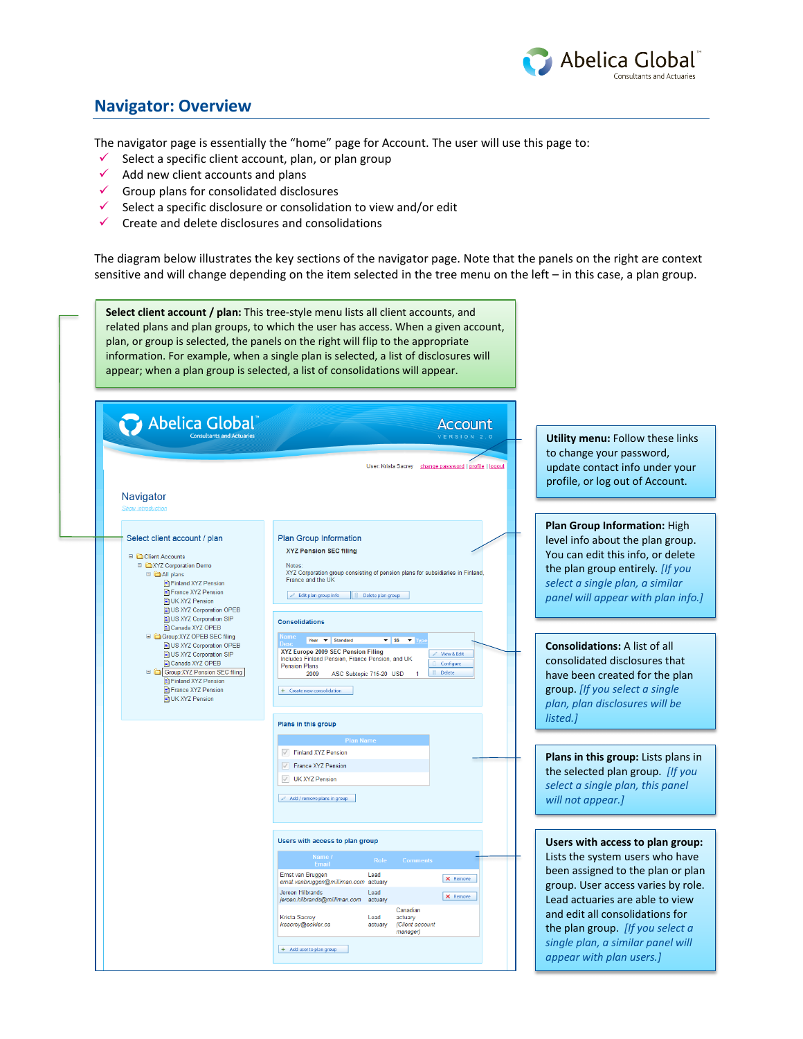## Navigator: Overview

The navigator page is essentially the "home" page for Account. The user will use this page to:

- ✓ Select a specific client account, plan, or plan group
- ✓ Add new client accounts and plans
- ✓ Group plans for consolidated disclosures
- ✓ Select a specific disclosure or consolidation to view and/or edit
- ✓ Create and delete disclosures and consolidations

The diagram below illustrates the key sections of the navigator page. Note that the panels on the right are context sensitive and will change depending on the item selected in the tree menu on the left – in this case, a plan group.

**Select client account / plan:** This tree-style menu lists all client accounts, and related plans and plan groups, to which the user has access. When a given account, plan, or group is selected, the panels on the right will flip to the appropriate information. For example, when a single plan is selected, a list of disclosures will appear; when a plan group is selected, a list of consolidations will appear.

**Utility menu:** Follow these links to change your password, update contact info under your profile, or log out of Account.

**Plan Group Information:** High level info about the plan group. You can edit this info, or delete the plan group entirely. *[If you select a single plan, a similar panel will appear with plan info.]*

**Consolidations:** A list of all consolidated disclosures that have been created for the plan group. *[If you select a single plan, plan disclosures will be listed.]*

**Plans in this group:** Lists plans in the selected plan group. *[If you select a single plan, this panel will not appear.]*

**Users with access to plan group:** Lists the system users who have been assigned to the plan or plan group. User access varies by role. Lead actuaries are able to view and edit all consolidations for the plan group. *[If you select a single plan, a similar panel will appear with plan users.]*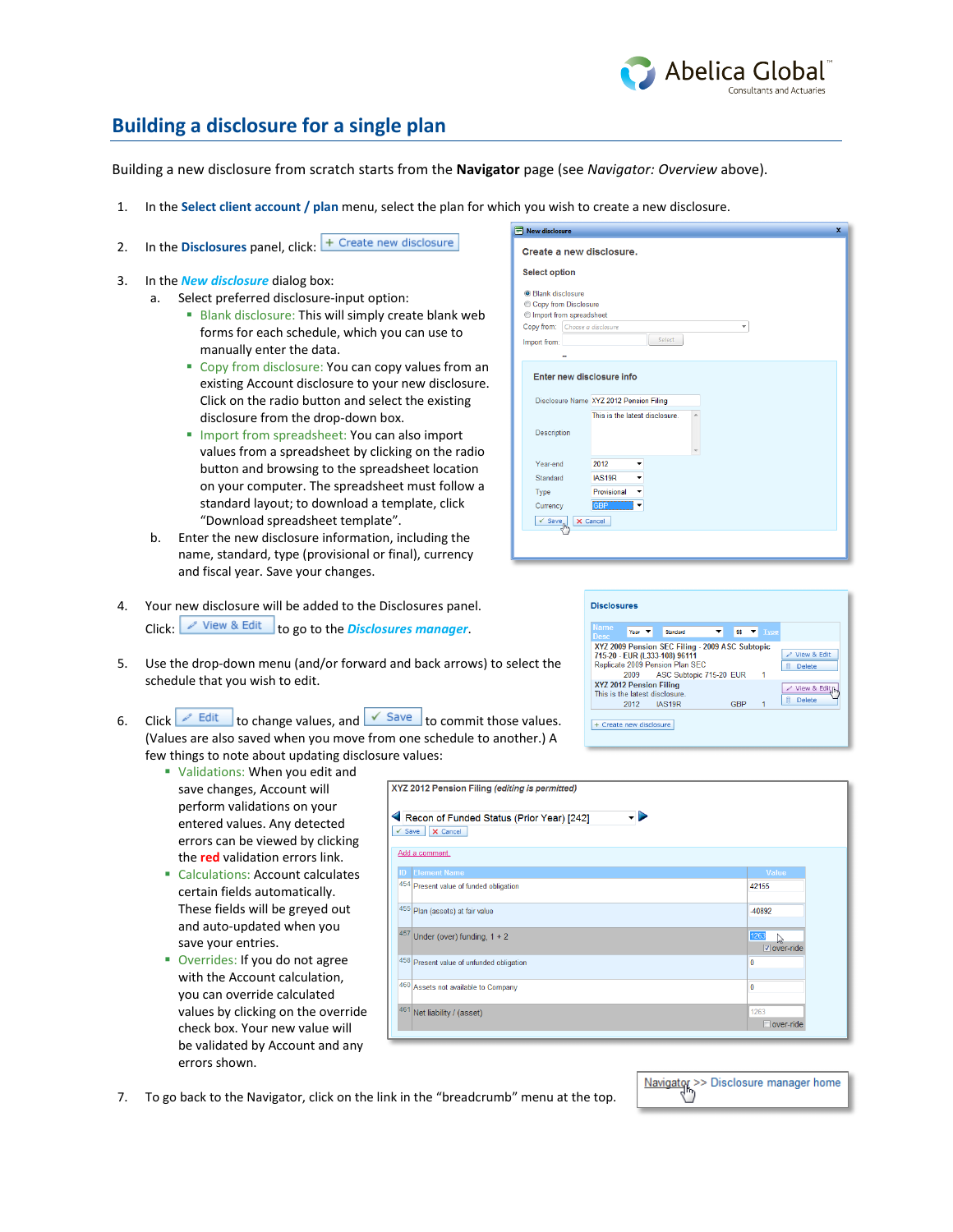## Building a disclosure for a single plan

Building a new disclosure from scratch starts from the **Navigator** page (see *Navigator: Overview* above).

1. In the **Select client account / plan** menu, select the plan for which you wish to create a new disclosure.
2. In the **Disclosures** panel, click: + Create new disclosure
3. In the ***New disclosure*** dialog box:
   a. Select preferred disclosure-input option:
      - Blank disclosure: This will simply create blank web forms for each schedule, which you can use to manually enter the data.
      - Copy from disclosure: You can copy values from an existing Account disclosure to your new disclosure. Click on the radio button and select the existing disclosure from the drop-down box.
      - Import from spreadsheet: You can also import values from a spreadsheet by clicking on the radio button and browsing to the spreadsheet location on your computer. The spreadsheet must follow a standard layout; to download a template, click "Download spreadsheet template".

   b. Enter the new disclosure information, including the name, standard, type (provisional or final), currency and fiscal year. Save your changes.
4. Your new disclosure will be added to the Disclosures panel. Click: View & Edit to go to the ***Disclosures manager***.
5. Use the drop-down menu (and/or forward and back arrows) to select the schedule that you wish to edit.
6. Click Edit to change values, and Save to commit those values. (Values are also saved when you move from one schedule to another.) A few things to note about updating disclosure values:
   - Validations: When you edit and save changes, Account will perform validations on your entered values. Any detected errors can be viewed by clicking the **red** validation errors link.
   - Calculations: Account calculates certain fields automatically. These fields will be greyed out and auto-updated when you save your entries.
   - Overrides: If you do not agree with the Account calculation, you can override calculated values by clicking on the override check box. Your new value will be validated by Account and any errors shown.
7. To go back to the Navigator, click on the link in the "breadcrumb" menu at the top.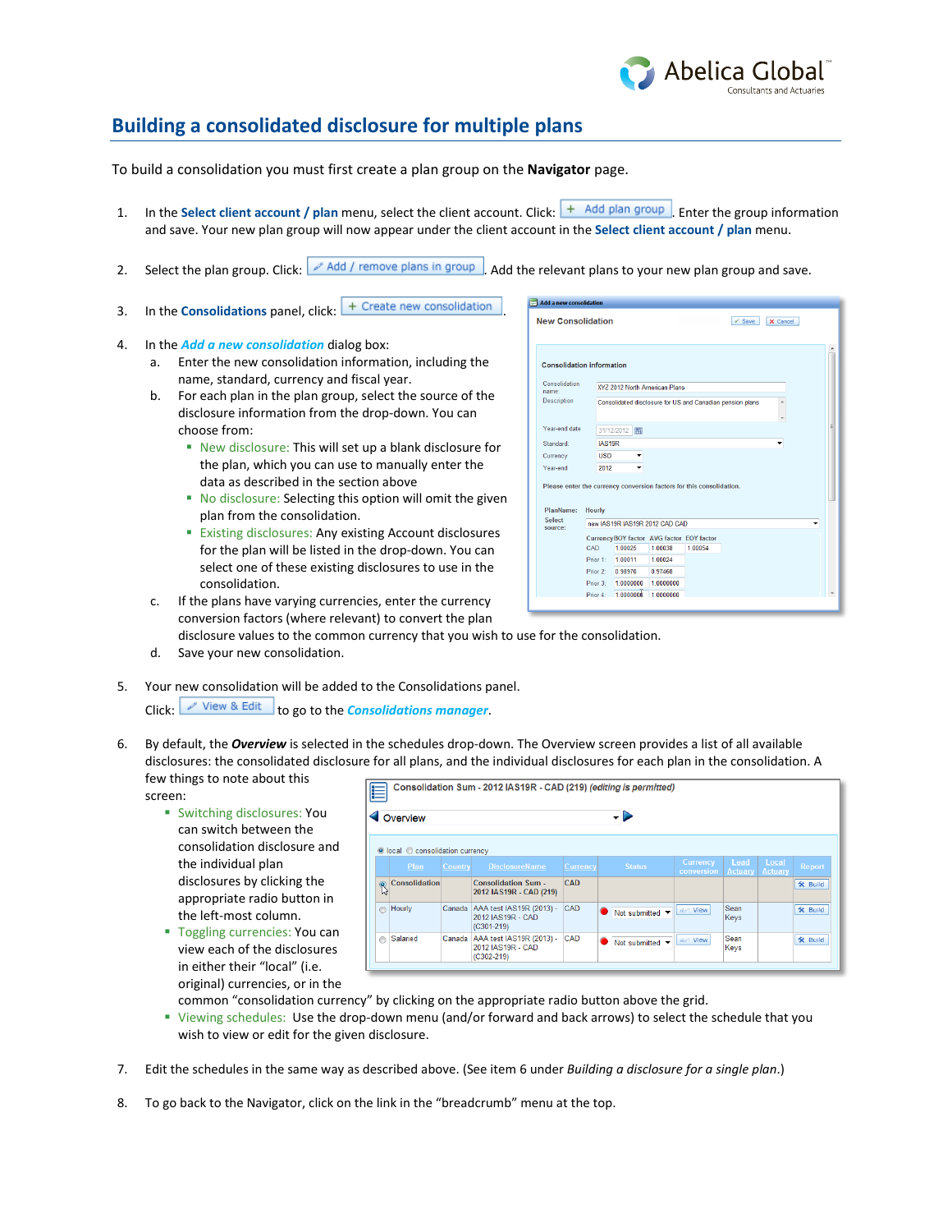## Building a consolidated disclosure for multiple plans

To build a consolidation you must first create a plan group on the **Navigator** page.

1. In the **Select client account / plan** menu, select the client account. Click: + Add plan group. Enter the group information and save. Your new plan group will now appear under the client account in the **Select client account / plan** menu.

2. Select the plan group. Click: Add / remove plans in group. Add the relevant plans to your new plan group and save.

3. In the **Consolidations** panel, click: + Create new consolidation.

4. In the ***Add a new consolidation*** dialog box:
   a. Enter the new consolidation information, including the name, standard, currency and fiscal year.
   b. For each plan in the plan group, select the source of the disclosure information from the drop-down. You can choose from:
      - New disclosure: This will set up a blank disclosure for the plan, which you can use to manually enter the data as described in the section above
      - No disclosure: Selecting this option will omit the given plan from the consolidation.
      - Existing disclosures: Any existing Account disclosures for the plan will be listed in the drop-down. You can select one of these existing disclosures to use in the consolidation.
   c. If the plans have varying currencies, enter the currency conversion factors (where relevant) to convert the plan disclosure values to the common currency that you wish to use for the consolidation.
   d. Save your new consolidation.

5. Your new consolidation will be added to the Consolidations panel.
   Click: View & Edit to go to the ***Consolidations manager***.

6. By default, the ***Overview*** is selected in the schedules drop-down. The Overview screen provides a list of all available disclosures: the consolidated disclosure for all plans, and the individual disclosures for each plan in the consolidation. A few things to note about this screen:
   - Switching disclosures: You can switch between the consolidation disclosure and the individual plan disclosures by clicking the appropriate radio button in the left-most column.
   - Toggling currencies: You can view each of the disclosures in either their "local" (i.e. original) currencies, or in the common "consolidation currency" by clicking on the appropriate radio button above the grid.
   - Viewing schedules: Use the drop-down menu (and/or forward and back arrows) to select the schedule that you wish to view or edit for the given disclosure.

7. Edit the schedules in the same way as described above. (See item 6 under *Building a disclosure for a single plan*.)

8. To go back to the Navigator, click on the link in the "breadcrumb" menu at the top.